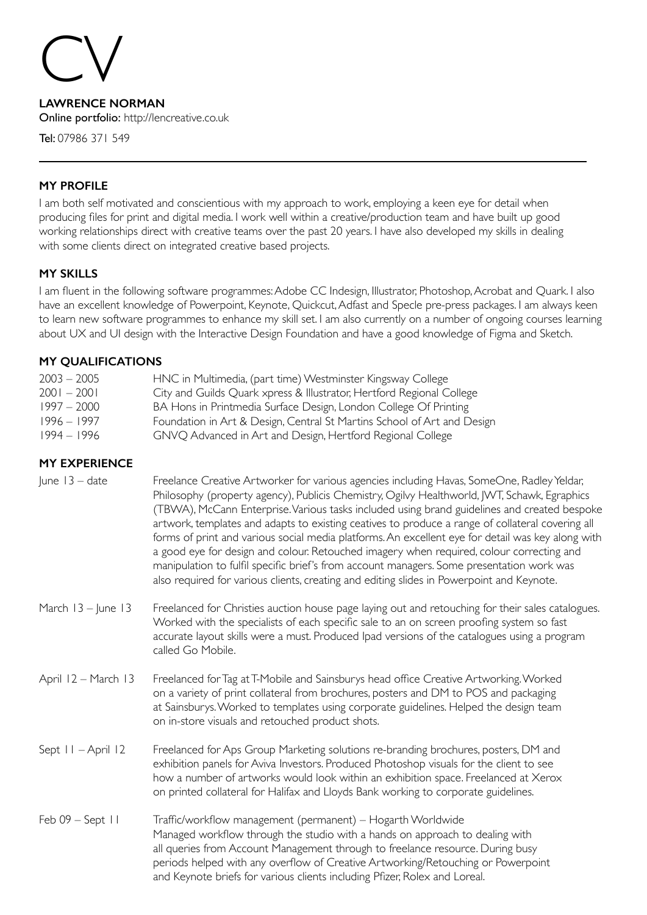# CV

**LAWRENCE NORMAN**

**Online portfolio:** http://lencreative.co.uk

**Tel:** 07986 371 549

---

## MY PROFILE

I am both self motivated and conscientious with my approach to work, employing a keen eye for detail when producing files for print and digital media. I work well within a creative/production team and have built up good working relationships direct with creative teams over the past 20 years. I have also developed my skills in dealing with some clients direct on integrated creative based projects.

## MY SKILLS

I am fluent in the following software programmes: Adobe CC Indesign, Illustrator, Photoshop, Acrobat and Quark. I also have an excellent knowledge of Powerpoint, Keynote, Quickcut, Adfast and Specle pre-press packages. I am always keen to learn new software programmes to enhance my skill set. I am also currently on a number of ongoing courses learning about UX and UI design with the Interactive Design Foundation and have a good knowledge of Figma and Sketch.

## MY QUALIFICATIONS

| | |
|---|---|
| 2003 – 2005 | HNC in Multimedia, (part time) Westminster Kingsway College |
| 2001 – 2001 | City and Guilds Quark xpress & Illustrator, Hertford Regional College |
| 1997 – 2000 | BA Hons in Printmedia Surface Design, London College Of Printing |
| 1996 – 1997 | Foundation in Art & Design, Central St Martins School of Art and Design |
| 1994 – 1996 | GNVQ Advanced in Art and Design, Hertford Regional College |

## MY EXPERIENCE

| | |
|---|---|
| June 13 – date | Freelance Creative Artworker for various agencies including Havas, SomeOne, Radley Yeldar, Philosophy (property agency), Publicis Chemistry, Ogilvy Healthworld, JWT, Schawk, Egraphics (TBWA), McCann Enterprise. Various tasks included using brand guidelines and created bespoke artwork, templates and adapts to existing ceatives to produce a range of collateral covering all forms of print and various social media platforms. An excellent eye for detail was key along with a good eye for design and colour. Retouched imagery when required, colour correcting and manipulation to fulfil specific brief's from account managers. Some presentation work was also required for various clients, creating and editing slides in Powerpoint and Keynote. |
| March 13 – June 13 | Freelanced for Christies auction house page laying out and retouching for their sales catalogues. Worked with the specialists of each specific sale to an on screen proofing system so fast accurate layout skills were a must. Produced Ipad versions of the catalogues using a program called Go Mobile. |
| April 12 – March 13 | Freelanced for Tag at T-Mobile and Sainsburys head office Creative Artworking. Worked on a variety of print collateral from brochures, posters and DM to POS and packaging at Sainsburys. Worked to templates using corporate guidelines. Helped the design team on in-store visuals and retouched product shots. |
| Sept 11 – April 12 | Freelanced for Aps Group Marketing solutions re-branding brochures, posters, DM and exhibition panels for Aviva Investors. Produced Photoshop visuals for the client to see how a number of artworks would look within an exhibition space. Freelanced at Xerox on printed collateral for Halifax and Lloyds Bank working to corporate guidelines. |
| Feb 09 – Sept 11 | Traffic/workflow management (permanent) – Hogarth Worldwide<br>Managed workflow through the studio with a hands on approach to dealing with all queries from Account Management through to freelance resource. During busy periods helped with any overflow of Creative Artworking/Retouching or Powerpoint and Keynote briefs for various clients including Pfizer, Rolex and Loreal. |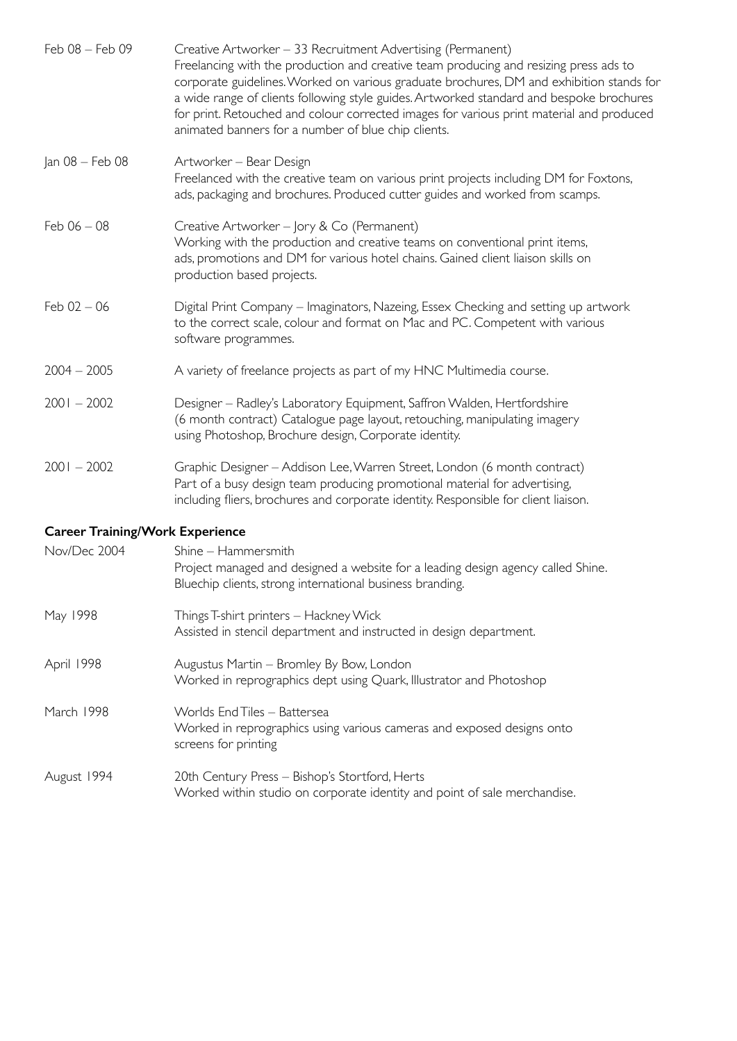Feb 08 – Feb 09
Creative Artworker – 33 Recruitment Advertising (Permanent)
Freelancing with the production and creative team producing and resizing press ads to corporate guidelines. Worked on various graduate brochures, DM and exhibition stands for a wide range of clients following style guides. Artworked standard and bespoke brochures for print. Retouched and colour corrected images for various print material and produced animated banners for a number of blue chip clients.

Jan 08 – Feb 08
Artworker – Bear Design
Freelanced with the creative team on various print projects including DM for Foxtons, ads, packaging and brochures. Produced cutter guides and worked from scamps.

Feb 06 – 08
Creative Artworker – Jory & Co (Permanent)
Working with the production and creative teams on conventional print items, ads, promotions and DM for various hotel chains. Gained client liaison skills on production based projects.

Feb 02 – 06
Digital Print Company – Imaginators, Nazeing, Essex Checking and setting up artwork to the correct scale, colour and format on Mac and PC. Competent with various software programmes.

2004 – 2005
A variety of freelance projects as part of my HNC Multimedia course.

2001 – 2002
Designer – Radley's Laboratory Equipment, Saffron Walden, Hertfordshire (6 month contract) Catalogue page layout, retouching, manipulating imagery using Photoshop, Brochure design, Corporate identity.

2001 – 2002
Graphic Designer – Addison Lee, Warren Street, London (6 month contract)
Part of a busy design team producing promotional material for advertising, including fliers, brochures and corporate identity. Responsible for client liaison.

**Career Training/Work Experience**

Nov/Dec 2004
Shine – Hammersmith
Project managed and designed a website for a leading design agency called Shine. Bluechip clients, strong international business branding.

May 1998
Things T-shirt printers – Hackney Wick
Assisted in stencil department and instructed in design department.

April 1998
Augustus Martin – Bromley By Bow, London
Worked in reprographics dept using Quark, Illustrator and Photoshop

March 1998
Worlds End Tiles – Battersea
Worked in reprographics using various cameras and exposed designs onto screens for printing

August 1994
20th Century Press – Bishop's Stortford, Herts
Worked within studio on corporate identity and point of sale merchandise.